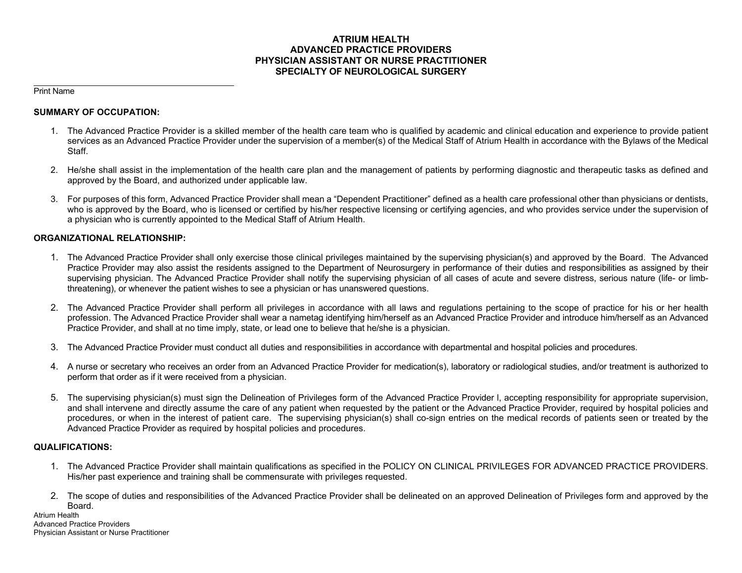# ATRIUM HEALTH
# ADVANCED PRACTICE PROVIDERS
# PHYSICIAN ASSISTANT OR NURSE PRACTITIONER
# SPECIALTY OF NEUROLOGICAL SURGERY

\_\_\_\_\_\_\_\_\_\_\_\_\_\_\_\_\_\_\_\_\_\_\_\_\_\_\_\_\_\_\_\_\_\_\_\_\_\_\_\_

Print Name

## SUMMARY OF OCCUPATION:

1. The Advanced Practice Provider is a skilled member of the health care team who is qualified by academic and clinical education and experience to provide patient services as an Advanced Practice Provider under the supervision of a member(s) of the Medical Staff of Atrium Health in accordance with the Bylaws of the Medical Staff.

2. He/she shall assist in the implementation of the health care plan and the management of patients by performing diagnostic and therapeutic tasks as defined and approved by the Board, and authorized under applicable law.

3. For purposes of this form, Advanced Practice Provider shall mean a "Dependent Practitioner" defined as a health care professional other than physicians or dentists, who is approved by the Board, who is licensed or certified by his/her respective licensing or certifying agencies, and who provides service under the supervision of a physician who is currently appointed to the Medical Staff of Atrium Health.

## ORGANIZATIONAL RELATIONSHIP:

1. The Advanced Practice Provider shall only exercise those clinical privileges maintained by the supervising physician(s) and approved by the Board. The Advanced Practice Provider may also assist the residents assigned to the Department of Neurosurgery in performance of their duties and responsibilities as assigned by their supervising physician. The Advanced Practice Provider shall notify the supervising physician of all cases of acute and severe distress, serious nature (life- or limb-threatening), or whenever the patient wishes to see a physician or has unanswered questions.

2. The Advanced Practice Provider shall perform all privileges in accordance with all laws and regulations pertaining to the scope of practice for his or her health profession. The Advanced Practice Provider shall wear a nametag identifying him/herself as an Advanced Practice Provider and introduce him/herself as an Advanced Practice Provider, and shall at no time imply, state, or lead one to believe that he/she is a physician.

3. The Advanced Practice Provider must conduct all duties and responsibilities in accordance with departmental and hospital policies and procedures.

4. A nurse or secretary who receives an order from an Advanced Practice Provider for medication(s), laboratory or radiological studies, and/or treatment is authorized to perform that order as if it were received from a physician.

5. The supervising physician(s) must sign the Delineation of Privileges form of the Advanced Practice Provider l, accepting responsibility for appropriate supervision, and shall intervene and directly assume the care of any patient when requested by the patient or the Advanced Practice Provider, required by hospital policies and procedures, or when in the interest of patient care. The supervising physician(s) shall co-sign entries on the medical records of patients seen or treated by the Advanced Practice Provider as required by hospital policies and procedures.

## QUALIFICATIONS:

1. The Advanced Practice Provider shall maintain qualifications as specified in the POLICY ON CLINICAL PRIVILEGES FOR ADVANCED PRACTICE PROVIDERS. His/her past experience and training shall be commensurate with privileges requested.

2. The scope of duties and responsibilities of the Advanced Practice Provider shall be delineated on an approved Delineation of Privileges form and approved by the Board.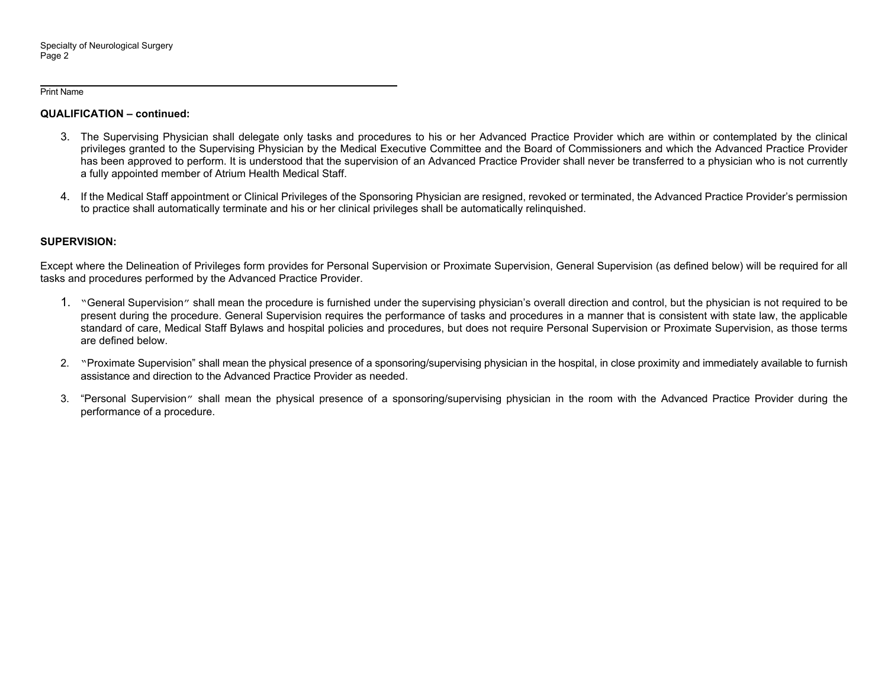Print Name

**QUALIFICATION – continued:**

3. The Supervising Physician shall delegate only tasks and procedures to his or her Advanced Practice Provider which are within or contemplated by the clinical privileges granted to the Supervising Physician by the Medical Executive Committee and the Board of Commissioners and which the Advanced Practice Provider has been approved to perform. It is understood that the supervision of an Advanced Practice Provider shall never be transferred to a physician who is not currently a fully appointed member of Atrium Health Medical Staff.

4. If the Medical Staff appointment or Clinical Privileges of the Sponsoring Physician are resigned, revoked or terminated, the Advanced Practice Provider's permission to practice shall automatically terminate and his or her clinical privileges shall be automatically relinquished.

**SUPERVISION:**

Except where the Delineation of Privileges form provides for Personal Supervision or Proximate Supervision, General Supervision (as defined below) will be required for all tasks and procedures performed by the Advanced Practice Provider.

1. "General Supervision" shall mean the procedure is furnished under the supervising physician's overall direction and control, but the physician is not required to be present during the procedure. General Supervision requires the performance of tasks and procedures in a manner that is consistent with state law, the applicable standard of care, Medical Staff Bylaws and hospital policies and procedures, but does not require Personal Supervision or Proximate Supervision, as those terms are defined below.

2. "Proximate Supervision" shall mean the physical presence of a sponsoring/supervising physician in the hospital, in close proximity and immediately available to furnish assistance and direction to the Advanced Practice Provider as needed.

3. "Personal Supervision" shall mean the physical presence of a sponsoring/supervising physician in the room with the Advanced Practice Provider during the performance of a procedure.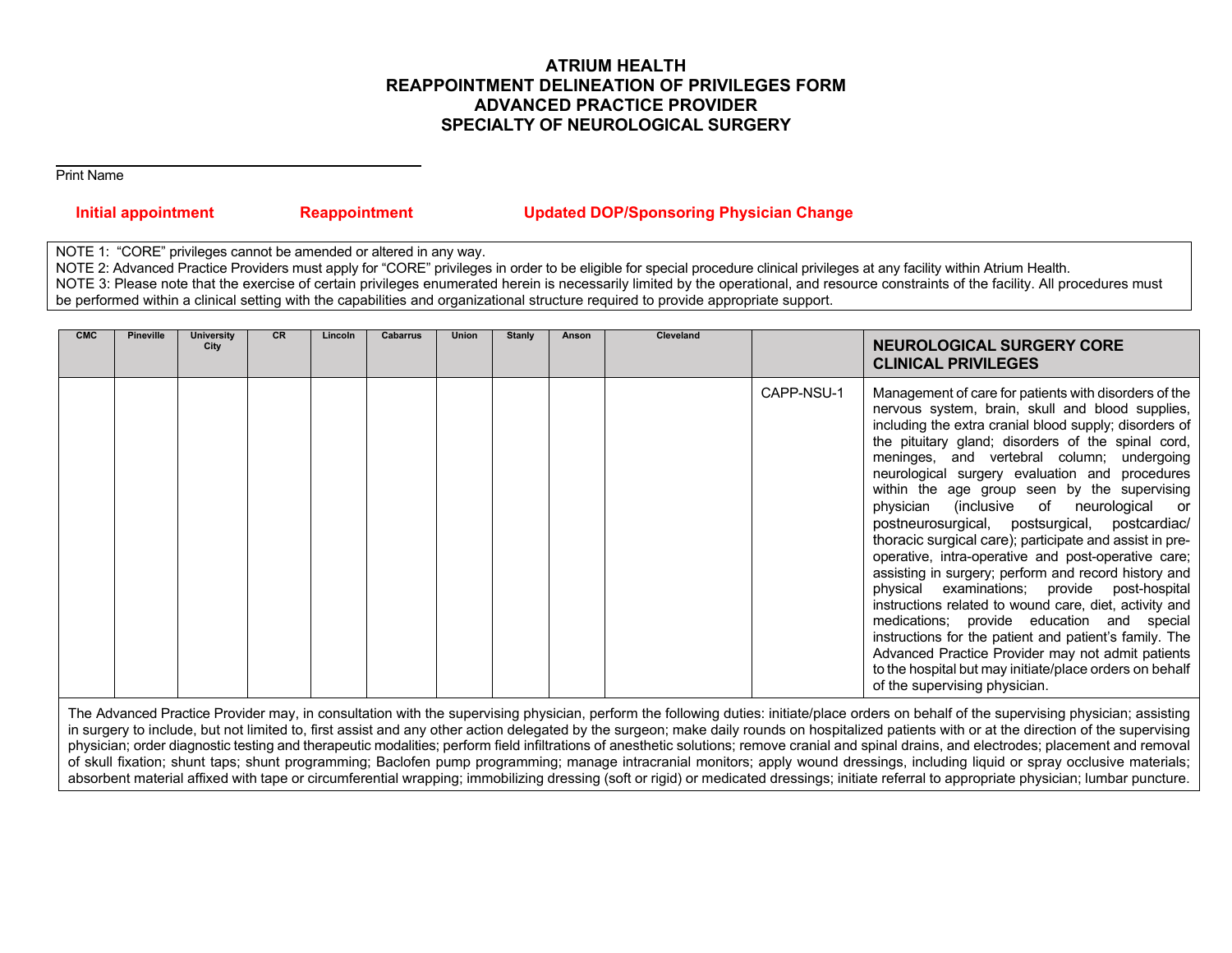# ATRIUM HEALTH
# REAPPOINTMENT DELINEATION OF PRIVILEGES FORM
# ADVANCED PRACTICE PROVIDER
# SPECIALTY OF NEUROLOGICAL SURGERY

______________________________________
Print Name

**Initial appointment** **Reappointment** **Updated DOP/Sponsoring Physician Change**

NOTE 1: "CORE" privileges cannot be amended or altered in any way.
NOTE 2: Advanced Practice Providers must apply for "CORE" privileges in order to be eligible for special procedure clinical privileges at any facility within Atrium Health.
NOTE 3: Please note that the exercise of certain privileges enumerated herein is necessarily limited by the operational, and resource constraints of the facility. All procedures must be performed within a clinical setting with the capabilities and organizational structure required to provide appropriate support.

| CMC | Pineville | University City | CR | Lincoln | Cabarrus | Union | Stanly | Anson | Cleveland | | **NEUROLOGICAL SURGERY CORE CLINICAL PRIVILEGES** |
|---|---|---|---|---|---|---|---|---|---|---|---|
| | | | | | | | | | | CAPP-NSU-1 | Management of care for patients with disorders of the nervous system, brain, skull and blood supplies, including the extra cranial blood supply; disorders of the pituitary gland; disorders of the spinal cord, meninges, and vertebral column; undergoing neurological surgery evaluation and procedures within the age group seen by the supervising physician (inclusive of neurological or postneurosurgical, postsurgical, postcardiac/ thoracic surgical care); participate and assist in pre-operative, intra-operative and post-operative care; assisting in surgery; perform and record history and physical examinations; provide post-hospital instructions related to wound care, diet, activity and medications; provide education and special instructions for the patient and patient's family. The Advanced Practice Provider may not admit patients to the hospital but may initiate/place orders on behalf of the supervising physician. |

The Advanced Practice Provider may, in consultation with the supervising physician, perform the following duties: initiate/place orders on behalf of the supervising physician; assisting in surgery to include, but not limited to, first assist and any other action delegated by the surgeon; make daily rounds on hospitalized patients with or at the direction of the supervising physician; order diagnostic testing and therapeutic modalities; perform field infiltrations of anesthetic solutions; remove cranial and spinal drains, and electrodes; placement and removal of skull fixation; shunt taps; shunt programming; Baclofen pump programming; manage intracranial monitors; apply wound dressings, including liquid or spray occlusive materials; absorbent material affixed with tape or circumferential wrapping; immobilizing dressing (soft or rigid) or medicated dressings; initiate referral to appropriate physician; lumbar puncture.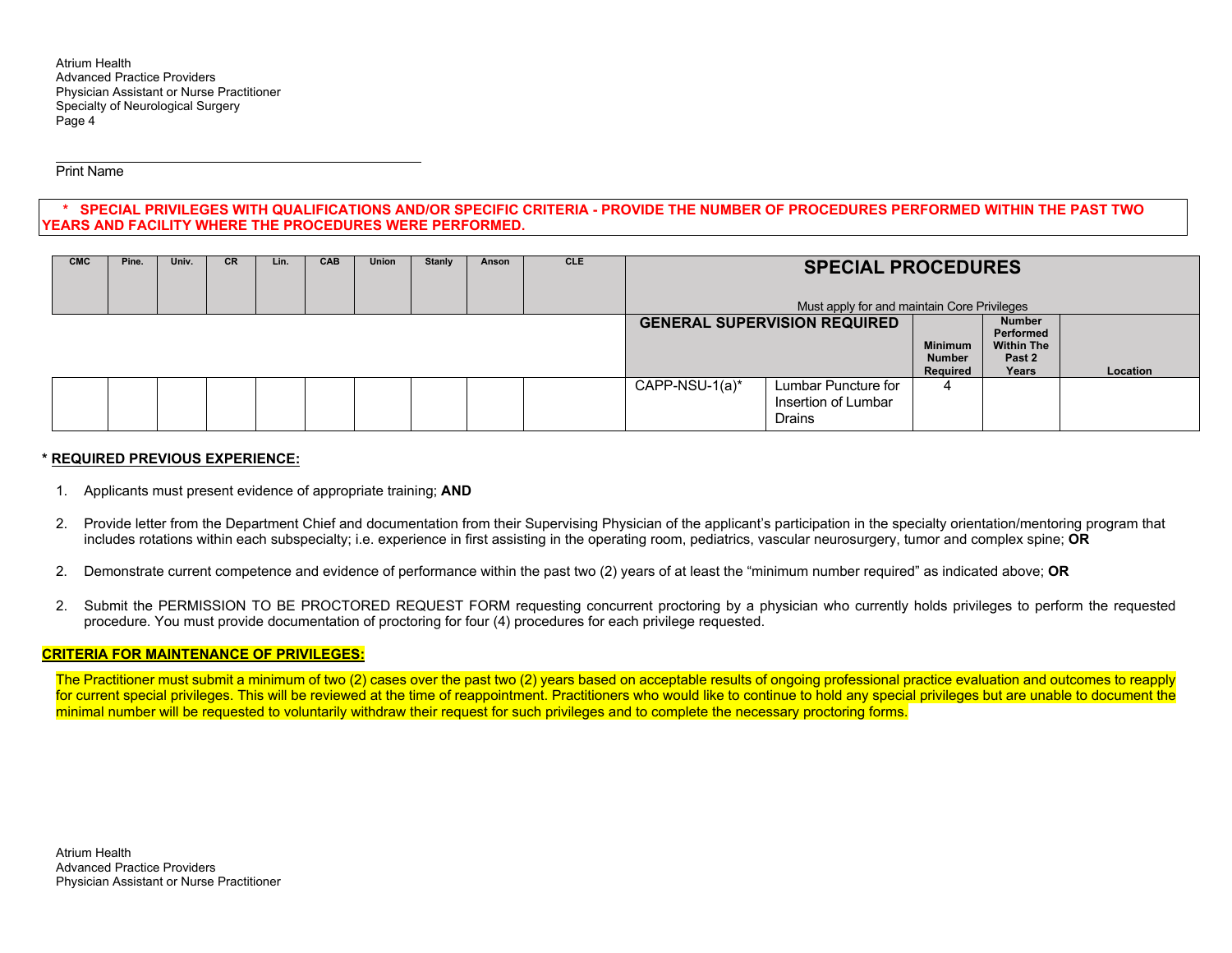Print Name

**\* SPECIAL PRIVILEGES WITH QUALIFICATIONS AND/OR SPECIFIC CRITERIA - PROVIDE THE NUMBER OF PROCEDURES PERFORMED WITHIN THE PAST TWO YEARS AND FACILITY WHERE THE PROCEDURES WERE PERFORMED.**

| CMC | Pine. | Univ. | CR | Lin. | CAB | Union | Stanly | Anson | CLE | SPECIAL PROCEDURES<br>Must apply for and maintain Core Privileges | | | | |
|---|---|---|---|---|---|---|---|---|---|---|---|---|---|---|
| | | | | | | | | | | GENERAL SUPERVISION REQUIRED | | Minimum Number Required | Number Performed Within The Past 2 Years | Location |
| | | | | | | | | | | CAPP-NSU-1(a)* | Lumbar Puncture for Insertion of Lumbar Drains | 4 | | |

**\* REQUIRED PREVIOUS EXPERIENCE:**

1. Applicants must present evidence of appropriate training; **AND**

2. Provide letter from the Department Chief and documentation from their Supervising Physician of the applicant's participation in the specialty orientation/mentoring program that includes rotations within each subspecialty; i.e. experience in first assisting in the operating room, pediatrics, vascular neurosurgery, tumor and complex spine; **OR**

2. Demonstrate current competence and evidence of performance within the past two (2) years of at least the "minimum number required" as indicated above; **OR**

2. Submit the PERMISSION TO BE PROCTORED REQUEST FORM requesting concurrent proctoring by a physician who currently holds privileges to perform the requested procedure. You must provide documentation of proctoring for four (4) procedures for each privilege requested.

**CRITERIA FOR MAINTENANCE OF PRIVILEGES:**

The Practitioner must submit a minimum of two (2) cases over the past two (2) years based on acceptable results of ongoing professional practice evaluation and outcomes to reapply for current special privileges. This will be reviewed at the time of reappointment. Practitioners who would like to continue to hold any special privileges but are unable to document the minimal number will be requested to voluntarily withdraw their request for such privileges and to complete the necessary proctoring forms.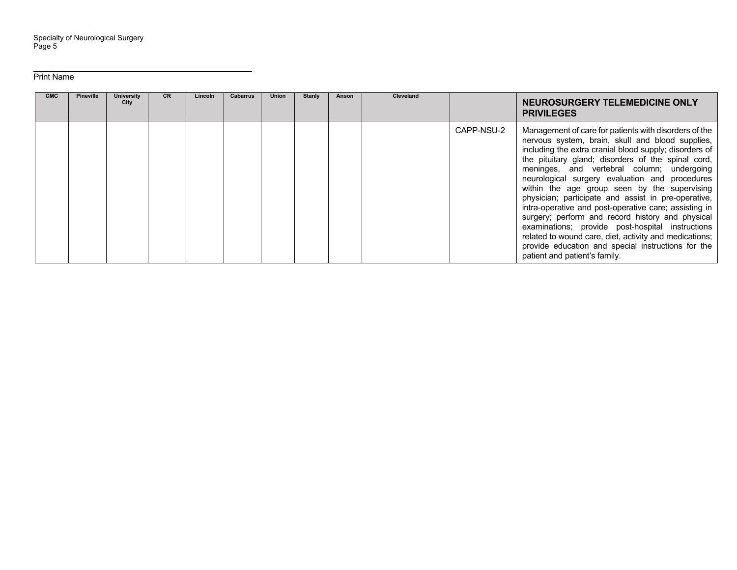Specialty of Neurological Surgery

______________________________________
Print Name

| CMC | Pineville | University City | CR | Lincoln | Cabarrus | Union | Stanly | Anson | Cleveland | | NEUROSURGERY TELEMEDICINE ONLY PRIVILEGES |
|---|---|---|---|---|---|---|---|---|---|---|---|
| | | | | | | | | | | CAPP-NSU-2 | Management of care for patients with disorders of the nervous system, brain, skull and blood supplies, including the extra cranial blood supply; disorders of the pituitary gland; disorders of the spinal cord, meninges, and vertebral column; undergoing neurological surgery evaluation and procedures within the age group seen by the supervising physician; participate and assist in pre-operative, intra-operative and post-operative care; assisting in surgery; perform and record history and physical examinations; provide post-hospital instructions related to wound care, diet, activity and medications; provide education and special instructions for the patient and patient's family. |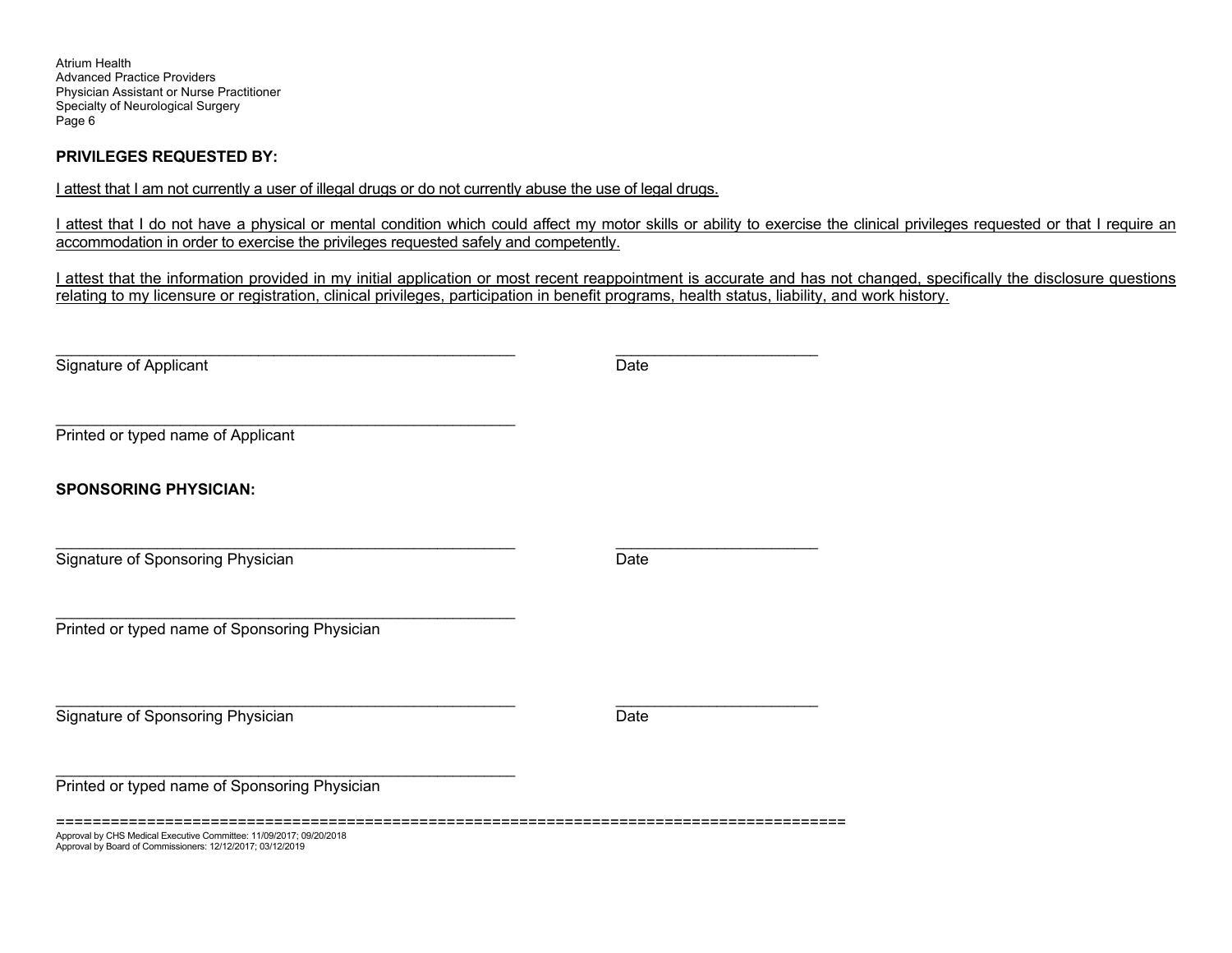**PRIVILEGES REQUESTED BY:**

I attest that I am not currently a user of illegal drugs or do not currently abuse the use of legal drugs.

I attest that I do not have a physical or mental condition which could affect my motor skills or ability to exercise the clinical privileges requested or that I require an accommodation in order to exercise the privileges requested safely and competently.

I attest that the information provided in my initial application or most recent reappointment is accurate and has not changed, specifically the disclosure questions relating to my licensure or registration, clinical privileges, participation in benefit programs, health status, liability, and work history.

_______________________________________________________ _______________________

Signature of Applicant Date

_______________________________________________________

Printed or typed name of Applicant

**SPONSORING PHYSICIAN:**

_______________________________________________________ _______________________

Signature of Sponsoring Physician Date

_______________________________________________________

Printed or typed name of Sponsoring Physician

_______________________________________________________ _______________________

Signature of Sponsoring Physician Date

_______________________________________________________

Printed or typed name of Sponsoring Physician

=====================================================================================

Approval by CHS Medical Executive Committee: 11/09/2017; 09/20/2018
Approval by Board of Commissioners: 12/12/2017; 03/12/2019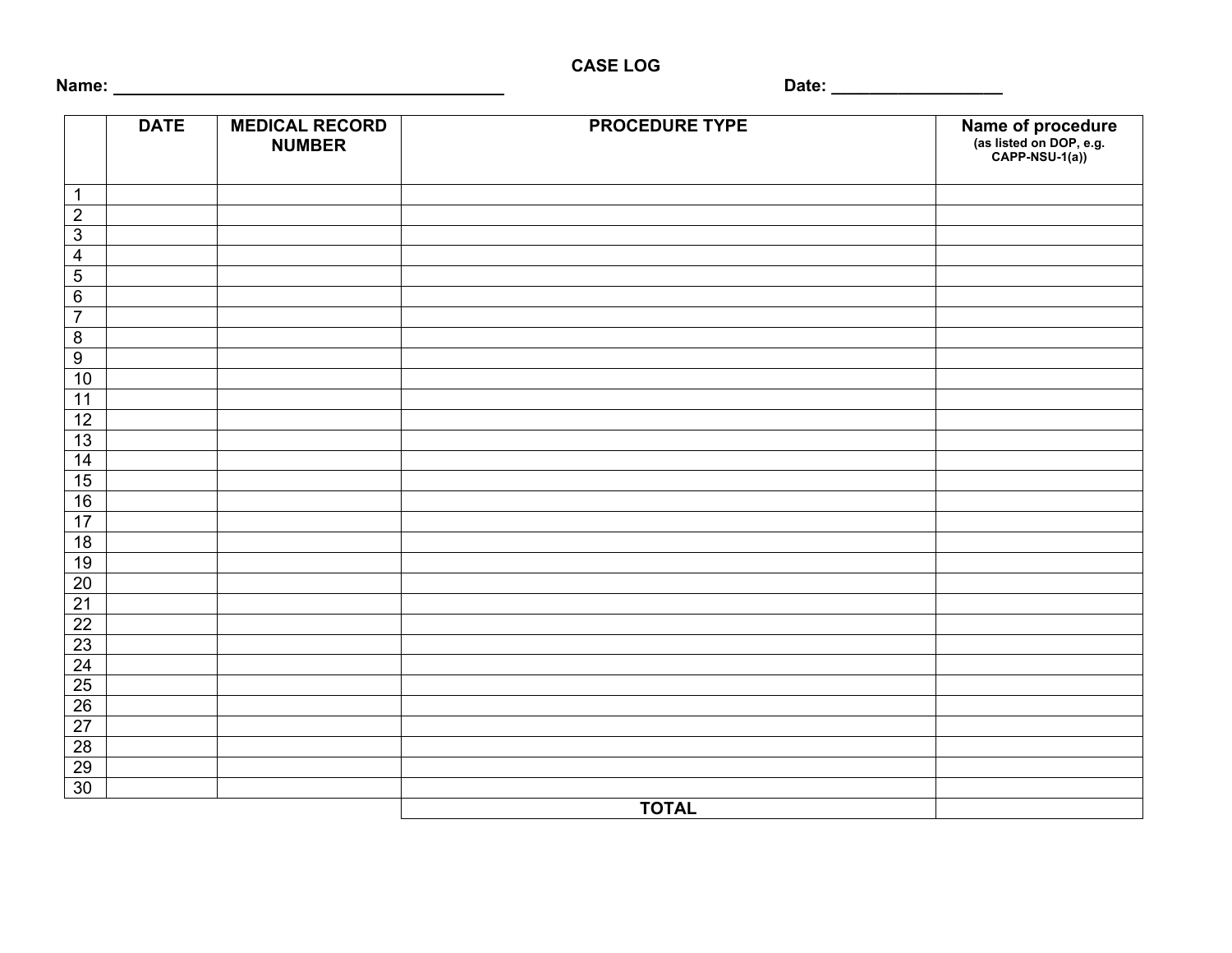# CASE LOG

**Name:** ________________________________________ **Date:** __________________

| | DATE | MEDICAL RECORD NUMBER | PROCEDURE TYPE | Name of procedure (as listed on DOP, e.g. CAPP-NSU-1(a)) |
|---|---|---|---|---|
| 1 | | | | |
| 2 | | | | |
| 3 | | | | |
| 4 | | | | |
| 5 | | | | |
| 6 | | | | |
| 7 | | | | |
| 8 | | | | |
| 9 | | | | |
| 10 | | | | |
| 11 | | | | |
| 12 | | | | |
| 13 | | | | |
| 14 | | | | |
| 15 | | | | |
| 16 | | | | |
| 17 | | | | |
| 18 | | | | |
| 19 | | | | |
| 20 | | | | |
| 21 | | | | |
| 22 | | | | |
| 23 | | | | |
| 24 | | | | |
| 25 | | | | |
| 26 | | | | |
| 27 | | | | |
| 28 | | | | |
| 29 | | | | |
| 30 | | | | |
| | | | **TOTAL** | |